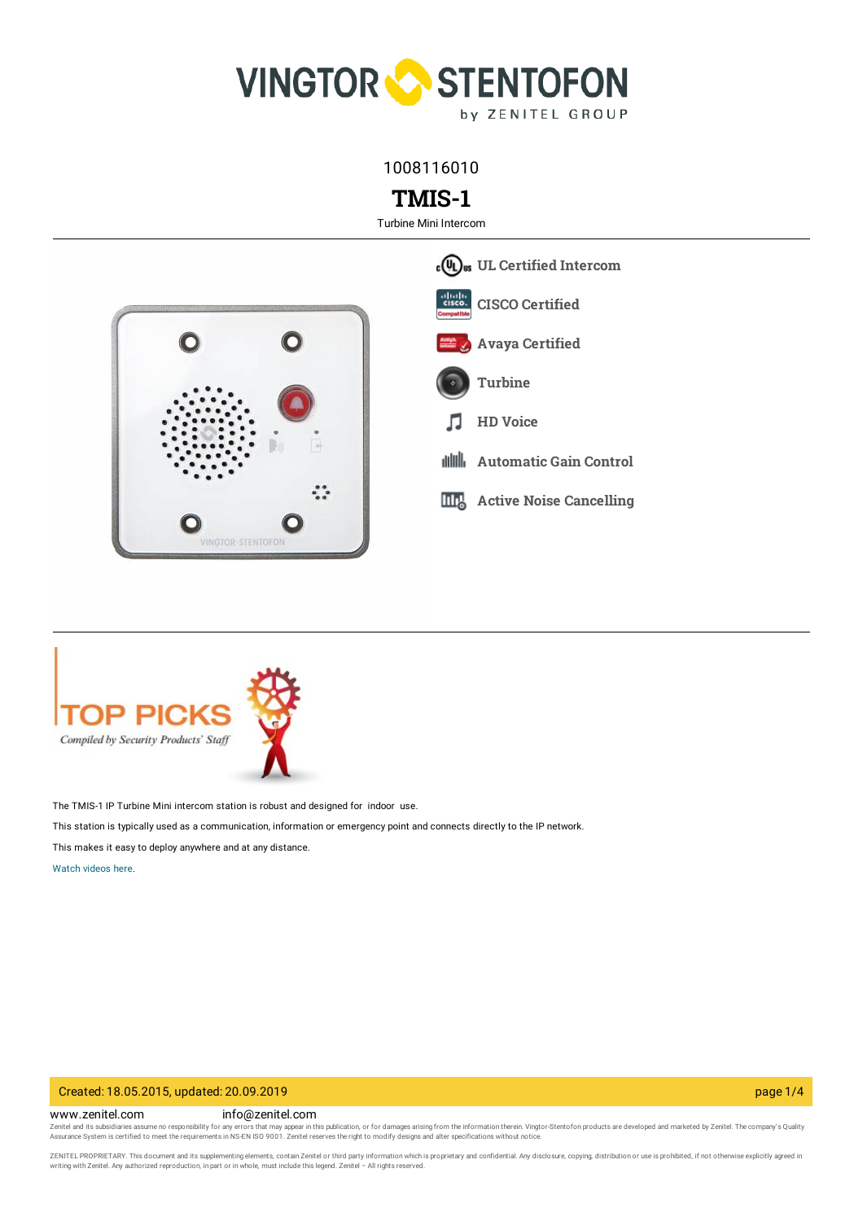1008116010

# TMIS-1

Turbine Mini Intercom

- UL Certified Intercom
- CISCO Certified
- Avaya Certified
- Turbine
- HD Voice
- Automatic Gain Control
- Active Noise Cancelling

TOP PICKS

*Compiled by Security Products' Staff*

The TMIS-1 IP Turbine Mini intercom station is robust and designed for indoor use.

This station is typically used as a communication, information or emergency point and connects directly to the IP network.

This makes it easy to deploy anywhere and at any distance.

Watch videos here.

Created: 18.05.2015, updated: 20.09.2019

www.zenitel.com info@zenitel.com

Zenitel and its subsidiaries assume no responsibility for any errors that may appear in this publication, or for damages arising from the information therein. Vingtor-Stentofon products are developed and marketed by Zenitel. The company's Quality Assurance System is certified to meet the requirements in NS-EN ISO 9001. Zenitel reserves the right to modify designs and alter specifications without notice.

ZENITEL PROPRIETARY. This document and its supplementing elements, contain Zenitel or third party information which is proprietary and confidential. Any disclosure, copying, distribution or use is prohibited, if not otherwise explicitly agreed in writing with Zenitel. Any authorized reproduction, in part or in whole, must include this legend. Zenitel – All rights reserved.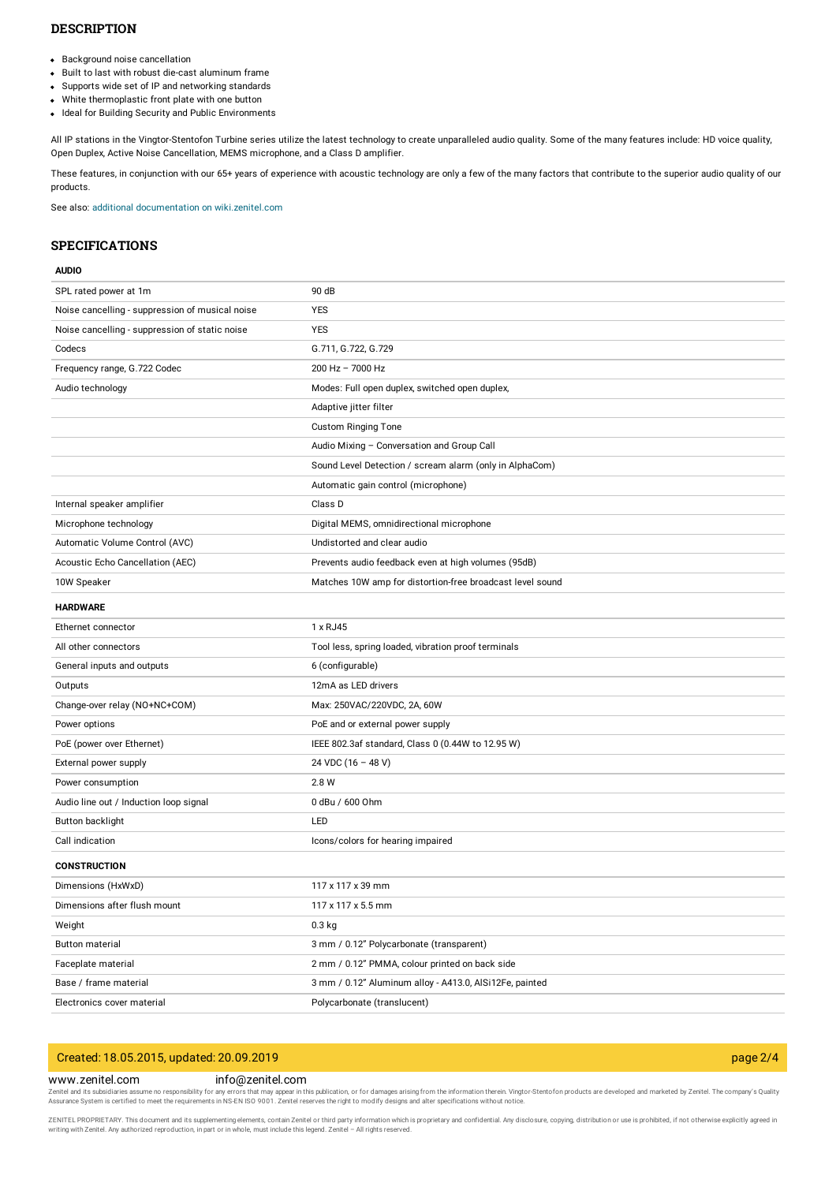## DESCRIPTION

- Background noise cancellation
- Built to last with robust die-cast aluminum frame
- Supports wide set of IP and networking standards
- White thermoplastic front plate with one button
- Ideal for Building Security and Public Environments

All IP stations in the Vingtor-Stentofon Turbine series utilize the latest technology to create unparalleled audio quality. Some of the many features include: HD voice quality, Open Duplex, Active Noise Cancellation, MEMS microphone, and a Class D amplifier.

These features, in conjunction with our 65+ years of experience with acoustic technology are only a few of the many factors that contribute to the superior audio quality of our products.

See also: additional documentation on wiki.zenitel.com

## SPECIFICATIONS

| **AUDIO** | |
|---|---|
| SPL rated power at 1m | 90 dB |
| Noise cancelling - suppression of musical noise | YES |
| Noise cancelling - suppression of static noise | YES |
| Codecs | G.711, G.722, G.729 |
| Frequency range, G.722 Codec | 200 Hz – 7000 Hz |
| Audio technology | Modes: Full open duplex, switched open duplex, |
| | Adaptive jitter filter |
| | Custom Ringing Tone |
| | Audio Mixing – Conversation and Group Call |
| | Sound Level Detection / scream alarm (only in AlphaCom) |
| | Automatic gain control (microphone) |
| Internal speaker amplifier | Class D |
| Microphone technology | Digital MEMS, omnidirectional microphone |
| Automatic Volume Control (AVC) | Undistorted and clear audio |
| Acoustic Echo Cancellation (AEC) | Prevents audio feedback even at high volumes (95dB) |
| 10W Speaker | Matches 10W amp for distortion-free broadcast level sound |

| **HARDWARE** | |
|---|---|
| Ethernet connector | 1 x RJ45 |
| All other connectors | Tool less, spring loaded, vibration proof terminals |
| General inputs and outputs | 6 (configurable) |
| Outputs | 12mA as LED drivers |
| Change-over relay (NO+NC+COM) | Max: 250VAC/220VDC, 2A, 60W |
| Power options | PoE and or external power supply |
| PoE (power over Ethernet) | IEEE 802.3af standard, Class 0 (0.44W to 12.95 W) |
| External power supply | 24 VDC (16 – 48 V) |
| Power consumption | 2.8 W |
| Audio line out / Induction loop signal | 0 dBu / 600 Ohm |
| Button backlight | LED |
| Call indication | Icons/colors for hearing impaired |

| **CONSTRUCTION** | |
|---|---|
| Dimensions (HxWxD) | 117 x 117 x 39 mm |
| Dimensions after flush mount | 117 x 117 x 5.5 mm |
| Weight | 0.3 kg |
| Button material | 3 mm / 0.12" Polycarbonate (transparent) |
| Faceplate material | 2 mm / 0.12" PMMA, colour printed on back side |
| Base / frame material | 3 mm / 0.12" Aluminum alloy - A413.0, AlSi12Fe, painted |
| Electronics cover material | Polycarbonate (translucent) |

Created: 18.05.2015, updated: 20.09.2019

www.zenitel.com info@zenitel.com

Zenitel and its subsidiaries assume no responsibility for any errors that may appear in this publication, or for damages arising from the information therein. Vingtor-Stentofon products are developed and marketed by Zenitel. The company's Quality Assurance System is certified to meet the requirements in NS-EN ISO 9001. Zenitel reserves the right to modify designs and alter specifications without notice.

ZENITEL PROPRIETARY. This document and its supplementing elements, contain Zenitel or third party information which is proprietary and confidential. Any disclosure, copying, distribution or use is prohibited, if not otherwise explicitly agreed in writing with Zenitel. Any authorized reproduction, in part or in whole, must include this legend. Zenitel – All rights reserved.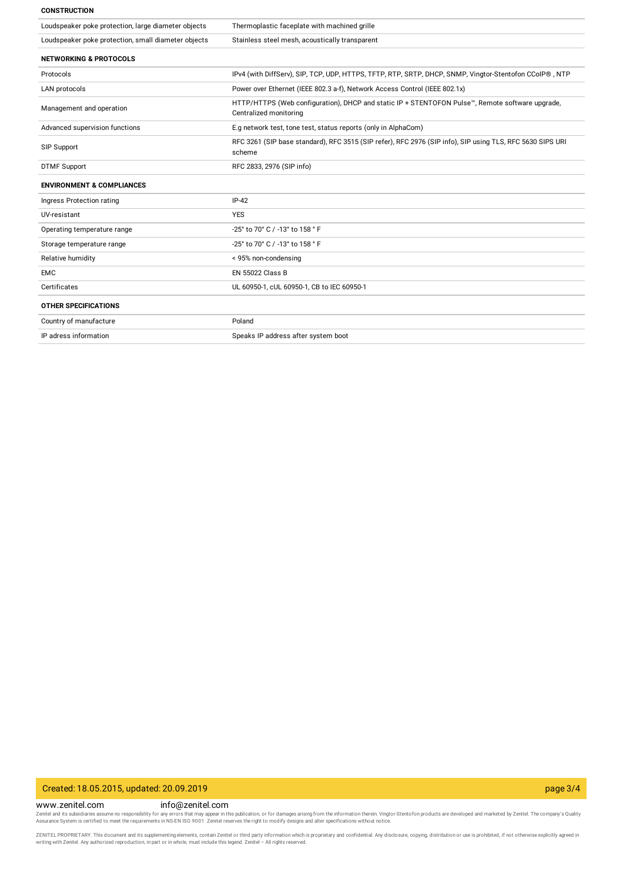**CONSTRUCTION**

| | |
|---|---|
| Loudspeaker poke protection, large diameter objects | Thermoplastic faceplate with machined grille |
| Loudspeaker poke protection, small diameter objects | Stainless steel mesh, acoustically transparent |

**NETWORKING & PROTOCOLS**

| | |
|---|---|
| Protocols | IPv4 (with DiffServ), SIP, TCP, UDP, HTTPS, TFTP, RTP, SRTP, DHCP, SNMP, Vingtor-Stentofon CCoIP® , NTP |
| LAN protocols | Power over Ethernet (IEEE 802.3 a-f), Network Access Control (IEEE 802.1x) |
| Management and operation | HTTP/HTTPS (Web configuration), DHCP and static IP + STENTOFON Pulse™, Remote software upgrade, Centralized monitoring |
| Advanced supervision functions | E.g network test, tone test, status reports (only in AlphaCom) |
| SIP Support | RFC 3261 (SIP base standard), RFC 3515 (SIP refer), RFC 2976 (SIP info), SIP using TLS, RFC 5630 SIPS URI scheme |
| DTMF Support | RFC 2833, 2976 (SIP info) |

**ENVIRONMENT & COMPLIANCES**

| | |
|---|---|
| Ingress Protection rating | IP-42 |
| UV-resistant | YES |
| Operating temperature range | -25° to 70° C / -13° to 158 ° F |
| Storage temperature range | -25° to 70° C / -13° to 158 ° F |
| Relative humidity | < 95% non-condensing |
| EMC | EN 55022 Class B |
| Certificates | UL 60950-1, cUL 60950-1, CB to IEC 60950-1 |

**OTHER SPECIFICATIONS**

| | |
|---|---|
| Country of manufacture | Poland |
| IP adress information | Speaks IP address after system boot |

Created: 18.05.2015, updated: 20.09.2019

www.zenitel.com info@zenitel.com

Zenitel and its subsidiaries assume no responsibility for any errors that may appear in this publication, or for damages arising from the information therein. Vingtor-Stentofon products are developed and marketed by Zenitel. The company's Quality Assurance System is certified to meet the requirements in NS-EN ISO 9001. Zenitel reserves the right to modify designs and alter specifications without notice.

ZENITEL PROPRIETARY. This document and its supplementing elements, contain Zenitel or third party information which is proprietary and confidential. Any disclosure, copying, distribution or use is prohibited, if not otherwise explicitly agreed in writing with Zenitel. Any authorized reproduction, in part or in whole, must include this legend. Zenitel – All rights reserved.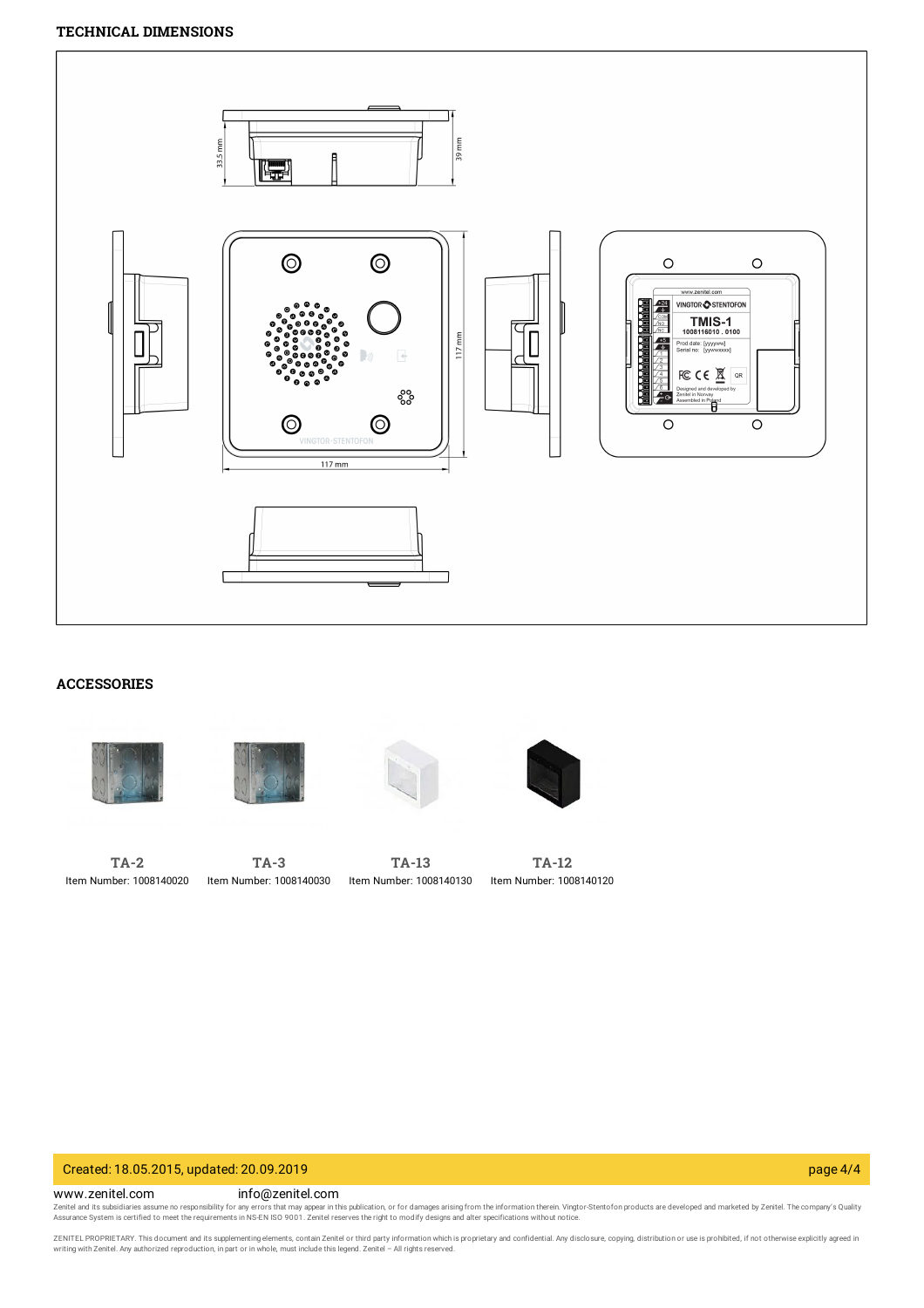## TECHNICAL DIMENSIONS

33.5 mm

39 mm

117 mm

117 mm

## ACCESSORIES

**TA-2**
Item Number: 1008140020

**TA-3**
Item Number: 1008140030

**TA-13**
Item Number: 1008140130

**TA-12**
Item Number: 1008140120

Created: 18.05.2015, updated: 20.09.2019

www.zenitel.com    info@zenitel.com

Zenitel and its subsidiaries assume no responsibility for any errors that may appear in this publication, or for damages arising from the information therein. Vingtor-Stentofon products are developed and marketed by Zenitel. The company's Quality Assurance System is certified to meet the requirements in NS-EN ISO 9001. Zenitel reserves the right to modify designs and alter specifications without notice.

ZENITEL PROPRIETARY. This document and its supplementing elements, contain Zenitel or third party information which is proprietary and confidential. Any disclosure, copying, distribution or use is prohibited, if not otherwise explicitly agreed in writing with Zenitel. Any authorized reproduction, in part or in whole, must include this legend. Zenitel – All rights reserved.